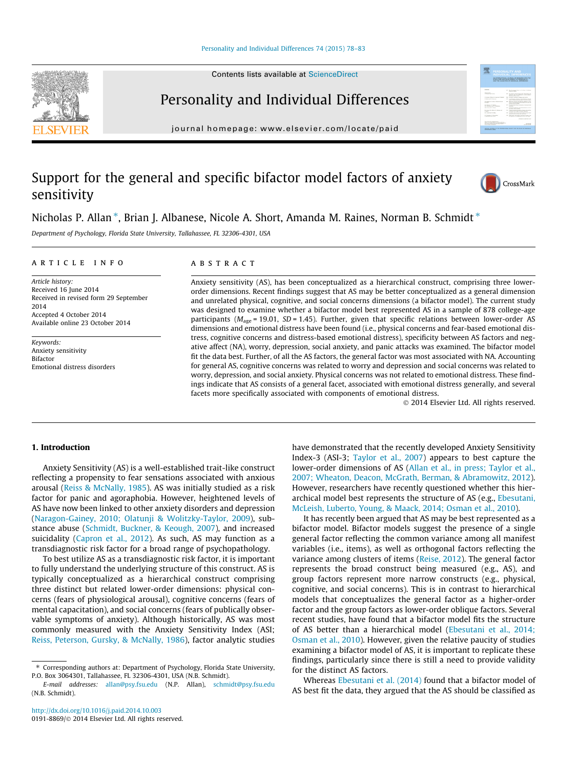# Support for the general and specific bifactor model factors of anxiety sensitivity

Nicholas P. Allan *, Brian J. Albanese, Nicole A. Short, Amanda M. Raines, Norman B. Schmidt *

*Department of Psychology, Florida State University, Tallahassee, FL 32306-4301, USA*

## ARTICLE INFO

*Article history:*
Received 16 June 2014
Received in revised form 29 September 2014
Accepted 4 October 2014
Available online 23 October 2014

*Keywords:*
Anxiety sensitivity
Bifactor
Emotional distress disorders

## ABSTRACT

Anxiety sensitivity (AS), has been conceptualized as a hierarchical construct, comprising three lower-order dimensions. Recent findings suggest that AS may be better conceptualized as a general dimension and unrelated physical, cognitive, and social concerns dimensions (a bifactor model). The current study was designed to examine whether a bifactor model best represented AS in a sample of 878 college-age participants ($M_{age}$ = 19.01, *SD* = 1.45). Further, given that specific relations between lower-order AS dimensions and emotional distress have been found (i.e., physical concerns and fear-based emotional distress, cognitive concerns and distress-based emotional distress), specificity between AS factors and negative affect (NA), worry, depression, social anxiety, and panic attacks was examined. The bifactor model fit the data best. Further, of all the AS factors, the general factor was most associated with NA. Accounting for general AS, cognitive concerns was related to worry and depression and social concerns was related to worry, depression, and social anxiety. Physical concerns was not related to emotional distress. These findings indicate that AS consists of a general facet, associated with emotional distress generally, and several facets more specifically associated with components of emotional distress.

© 2014 Elsevier Ltd. All rights reserved.

## 1. Introduction

Anxiety Sensitivity (AS) is a well-established trait-like construct reflecting a propensity to fear sensations associated with anxious arousal (Reiss & McNally, 1985). AS was initially studied as a risk factor for panic and agoraphobia. However, heightened levels of AS have now been linked to other anxiety disorders and depression (Naragon-Gainey, 2010; Olatunji & Wolitzky-Taylor, 2009), substance abuse (Schmidt, Buckner, & Keough, 2007), and increased suicidality (Capron et al., 2012). As such, AS may function as a transdiagnostic risk factor for a broad range of psychopathology.

To best utilize AS as a transdiagnostic risk factor, it is important to fully understand the underlying structure of this construct. AS is typically conceptualized as a hierarchical construct comprising three distinct but related lower-order dimensions: physical concerns (fears of physiological arousal), cognitive concerns (fears of mental capacitation), and social concerns (fears of publically observable symptoms of anxiety). Although historically, AS was most commonly measured with the Anxiety Sensitivity Index (ASI; Reiss, Peterson, Gursky, & McNally, 1986), factor analytic studies have demonstrated that the recently developed Anxiety Sensitivity Index-3 (ASI-3; Taylor et al., 2007) appears to best capture the lower-order dimensions of AS (Allan et al., in press; Taylor et al., 2007; Wheaton, Deacon, McGrath, Berman, & Abramowitz, 2012). However, researchers have recently questioned whether this hierarchical model best represents the structure of AS (e.g., Ebesutani, McLeish, Luberto, Young, & Maack, 2014; Osman et al., 2010).

It has recently been argued that AS may be best represented as a bifactor model. Bifactor models suggest the presence of a single general factor reflecting the common variance among all manifest variables (i.e., items), as well as orthogonal factors reflecting the variance among clusters of items (Reise, 2012). The general factor represents the broad construct being measured (e.g., AS), and group factors represent more narrow constructs (e.g., physical, cognitive, and social concerns). This is in contrast to hierarchical models that conceptualizes the general factor as a higher-order factor and the group factors as lower-order oblique factors. Several recent studies, have found that a bifactor model fits the structure of AS better than a hierarchical model (Ebesutani et al., 2014; Osman et al., 2010). However, given the relative paucity of studies examining a bifactor model of AS, it is important to replicate these findings, particularly since there is still a need to provide validity for the distinct AS factors.

Whereas Ebesutani et al. (2014) found that a bifactor model of AS best fit the data, they argued that the AS should be classified as

* Corresponding authors at: Department of Psychology, Florida State University, P.O. Box 3064301, Tallahassee, FL 32306-4301, USA (N.B. Schmidt).
*E-mail addresses:* allan@psy.fsu.edu (N.P. Allan), schmidt@psy.fsu.edu (N.B. Schmidt).

http://dx.doi.org/10.1016/j.paid.2014.10.003
0191-8869/© 2014 Elsevier Ltd. All rights reserved.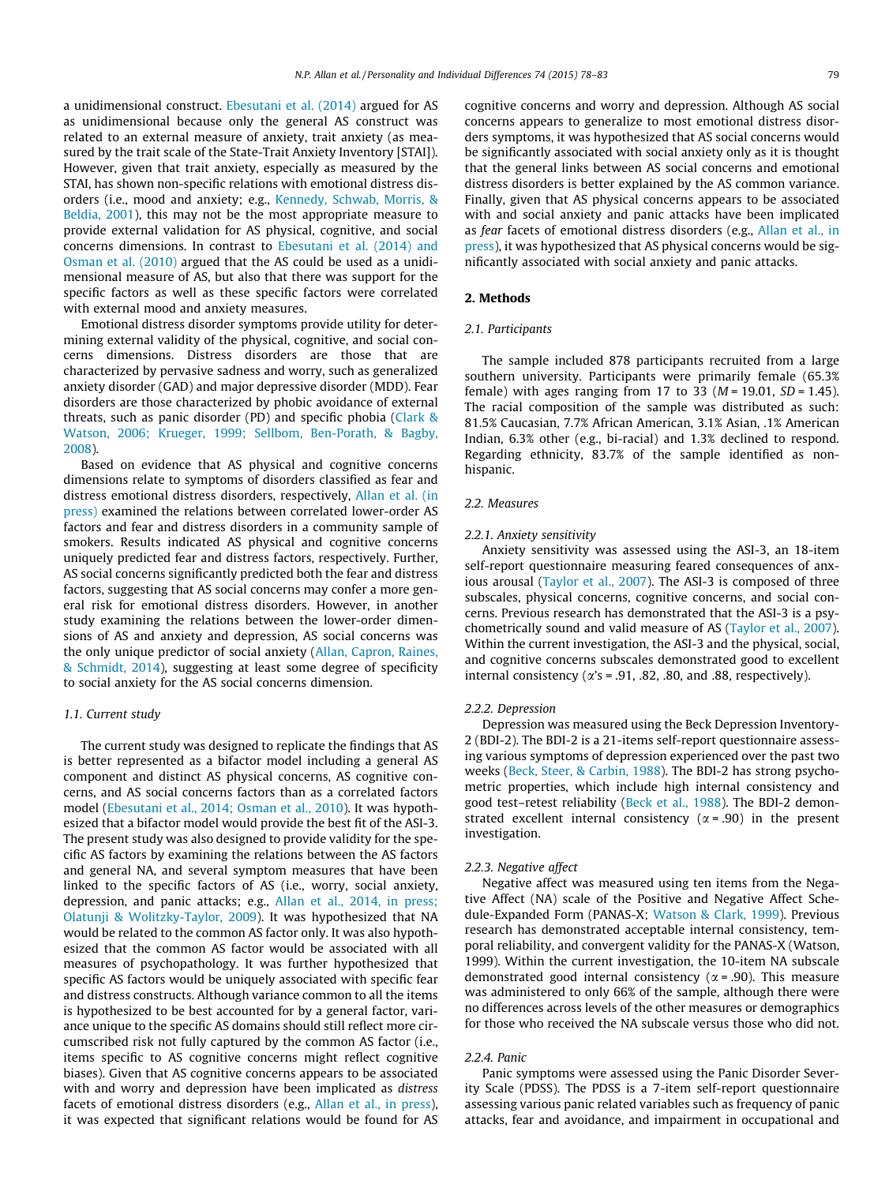a unidimensional construct. Ebesutani et al. (2014) argued for AS as unidimensional because only the general AS construct was related to an external measure of anxiety, trait anxiety (as measured by the trait scale of the State-Trait Anxiety Inventory [STAI]). However, given that trait anxiety, especially as measured by the STAI, has shown non-specific relations with emotional distress disorders (i.e., mood and anxiety; e.g., Kennedy, Schwab, Morris, & Beldia, 2001), this may not be the most appropriate measure to provide external validation for AS physical, cognitive, and social concerns dimensions. In contrast to Ebesutani et al. (2014) and Osman et al. (2010) argued that the AS could be used as a unidimensional measure of AS, but also that there was support for the specific factors as well as these specific factors were correlated with external mood and anxiety measures.

Emotional distress disorder symptoms provide utility for determining external validity of the physical, cognitive, and social concerns dimensions. Distress disorders are those that are characterized by pervasive sadness and worry, such as generalized anxiety disorder (GAD) and major depressive disorder (MDD). Fear disorders are those characterized by phobic avoidance of external threats, such as panic disorder (PD) and specific phobia (Clark & Watson, 2006; Krueger, 1999; Sellbom, Ben-Porath, & Bagby, 2008).

Based on evidence that AS physical and cognitive concerns dimensions relate to symptoms of disorders classified as fear and distress emotional distress disorders, respectively, Allan et al. (in press) examined the relations between correlated lower-order AS factors and fear and distress disorders in a community sample of smokers. Results indicated AS physical and cognitive concerns uniquely predicted fear and distress factors, respectively. Further, AS social concerns significantly predicted both the fear and distress factors, suggesting that AS social concerns may confer a more general risk for emotional distress disorders. However, in another study examining the relations between the lower-order dimensions of AS and anxiety and depression, AS social concerns was the only unique predictor of social anxiety (Allan, Capron, Raines, & Schmidt, 2014), suggesting at least some degree of specificity to social anxiety for the AS social concerns dimension.

### 1.1. Current study

The current study was designed to replicate the findings that AS is better represented as a bifactor model including a general AS component and distinct AS physical concerns, AS cognitive concerns, and AS social concerns factors than as a correlated factors model (Ebesutani et al., 2014; Osman et al., 2010). It was hypothesized that a bifactor model would provide the best fit of the ASI-3. The present study was also designed to provide validity for the specific AS factors by examining the relations between the AS factors and general NA, and several symptom measures that have been linked to the specific factors of AS (i.e., worry, social anxiety, depression, and panic attacks; e.g., Allan et al., 2014, in press; Olatunji & Wolitzky-Taylor, 2009). It was hypothesized that NA would be related to the common AS factor only. It was also hypothesized that the common AS factor would be associated with all measures of psychopathology. It was further hypothesized that specific AS factors would be uniquely associated with specific fear and distress constructs. Although variance common to all the items is hypothesized to be best accounted for by a general factor, variance unique to the specific AS domains should still reflect more circumscribed risk not fully captured by the common AS factor (i.e., items specific to AS cognitive concerns might reflect cognitive biases). Given that AS cognitive concerns appears to be associated with and worry and depression have been implicated as *distress* facets of emotional distress disorders (e.g., Allan et al., in press), it was expected that significant relations would be found for AS cognitive concerns and worry and depression. Although AS social concerns appears to generalize to most emotional distress disorders symptoms, it was hypothesized that AS social concerns would be significantly associated with social anxiety only as it is thought that the general links between AS social concerns and emotional distress disorders is better explained by the AS common variance. Finally, given that AS physical concerns appears to be associated with and social anxiety and panic attacks have been implicated as *fear* facets of emotional distress disorders (e.g., Allan et al., in press), it was hypothesized that AS physical concerns would be significantly associated with social anxiety and panic attacks.

## 2. Methods

### 2.1. Participants

The sample included 878 participants recruited from a large southern university. Participants were primarily female (65.3% female) with ages ranging from 17 to 33 ($M = 19.01$, $SD = 1.45$). The racial composition of the sample was distributed as such: 81.5% Caucasian, 7.7% African American, 3.1% Asian, .1% American Indian, 6.3% other (e.g., bi-racial) and 1.3% declined to respond. Regarding ethnicity, 83.7% of the sample identified as non-hispanic.

### 2.2. Measures

#### 2.2.1. Anxiety sensitivity

Anxiety sensitivity was assessed using the ASI-3, an 18-item self-report questionnaire measuring feared consequences of anxious arousal (Taylor et al., 2007). The ASI-3 is composed of three subscales, physical concerns, cognitive concerns, and social concerns. Previous research has demonstrated that the ASI-3 is a psychometrically sound and valid measure of AS (Taylor et al., 2007). Within the current investigation, the ASI-3 and the physical, social, and cognitive concerns subscales demonstrated good to excellent internal consistency ($\alpha$'s = .91, .82, .80, and .88, respectively).

#### 2.2.2. Depression

Depression was measured using the Beck Depression Inventory-2 (BDI-2). The BDI-2 is a 21-items self-report questionnaire assessing various symptoms of depression experienced over the past two weeks (Beck, Steer, & Carbin, 1988). The BDI-2 has strong psychometric properties, which include high internal consistency and good test–retest reliability (Beck et al., 1988). The BDI-2 demonstrated excellent internal consistency ($\alpha = .90$) in the present investigation.

#### 2.2.3. Negative affect

Negative affect was measured using ten items from the Negative Affect (NA) scale of the Positive and Negative Affect Schedule-Expanded Form (PANAS-X; Watson & Clark, 1999). Previous research has demonstrated acceptable internal consistency, temporal reliability, and convergent validity for the PANAS-X (Watson, 1999). Within the current investigation, the 10-item NA subscale demonstrated good internal consistency ($\alpha = .90$). This measure was administered to only 66% of the sample, although there were no differences across levels of the other measures or demographics for those who received the NA subscale versus those who did not.

#### 2.2.4. Panic

Panic symptoms were assessed using the Panic Disorder Severity Scale (PDSS). The PDSS is a 7-item self-report questionnaire assessing various panic related variables such as frequency of panic attacks, fear and avoidance, and impairment in occupational and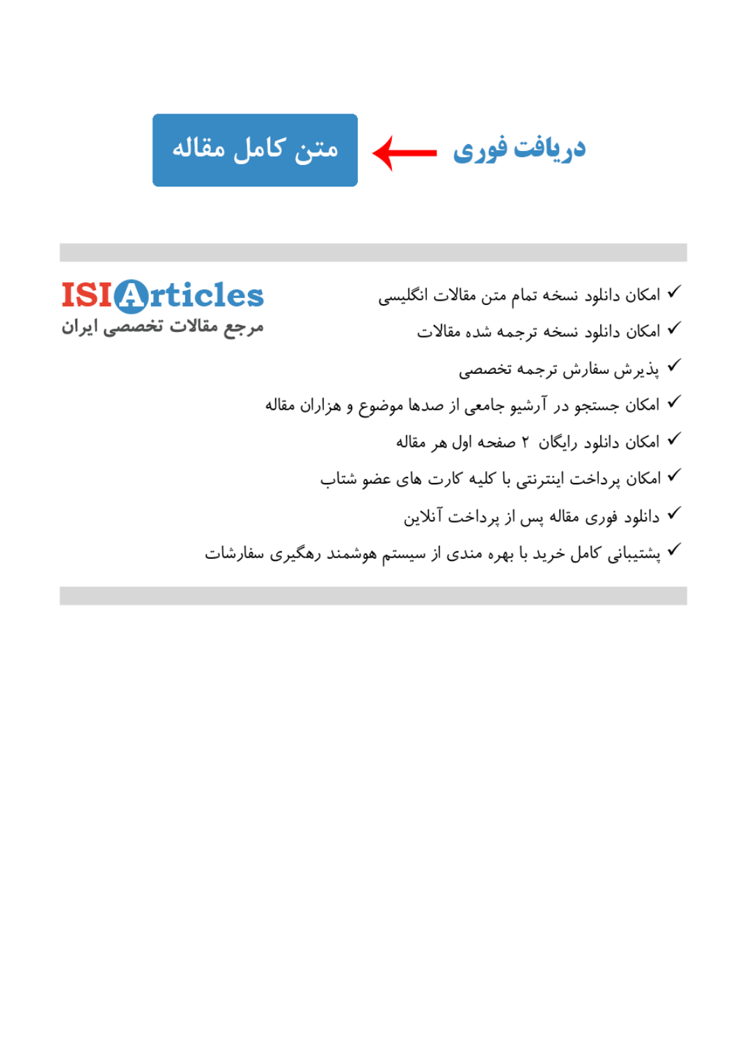دریافت فوری ← متن کامل مقاله

ISIArticles
مرجع مقالات تخصصی ایران

- ✓ امکان دانلود نسخه تمام متن مقالات انگلیسی
- ✓ امکان دانلود نسخه ترجمه شده مقالات
- ✓ پذیرش سفارش ترجمه تخصصی
- ✓ امکان جستجو در آرشیو جامعی از صدها موضوع و هزاران مقاله
- ✓ امکان دانلود رایگان ۲ صفحه اول هر مقاله
- ✓ امکان پرداخت اینترنتی با کلیه کارت های عضو شتاب
- ✓ دانلود فوری مقاله پس از پرداخت آنلاین
- ✓ پشتیبانی کامل خرید با بهره مندی از سیستم هوشمند رهگیری سفارشات